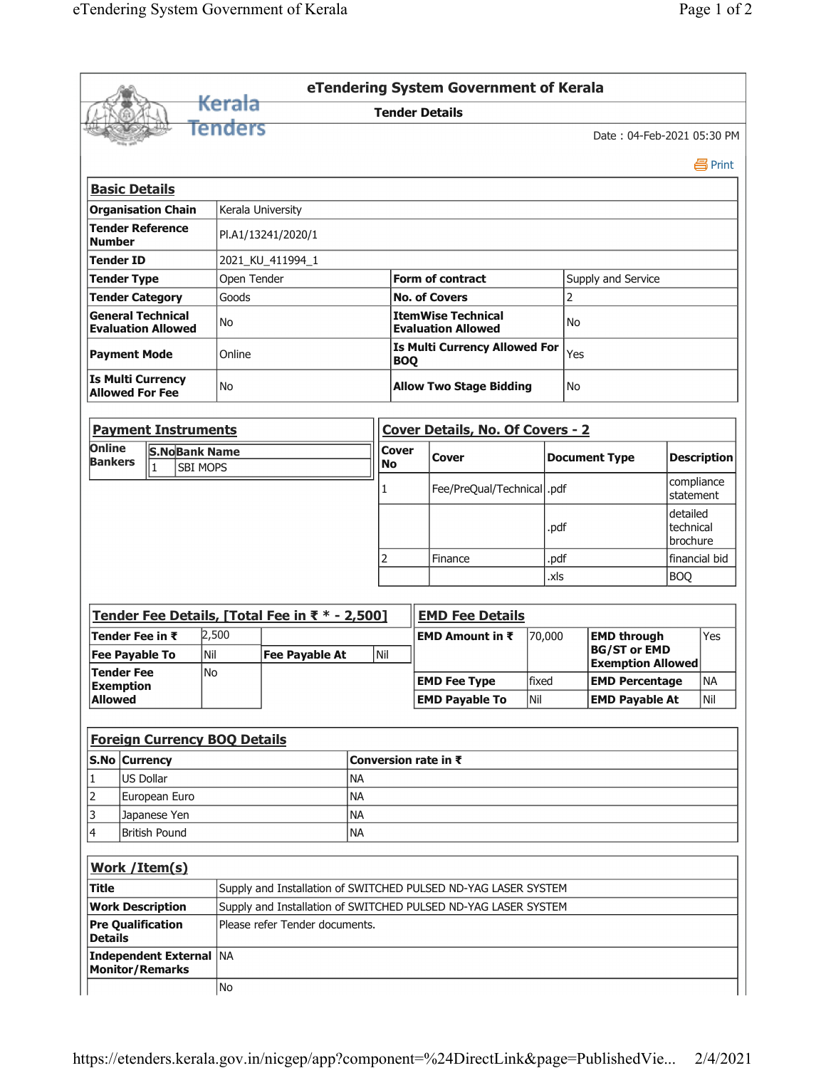# eTendering System Government of Kerala

## Tender Details

Kerala Tenders

Date : 04-Feb-2021 05:30 PM

Print

### Basic Details

| | | | |
|---|---|---|---|
| **Organisation Chain** | Kerala University | | |
| **Tender Reference Number** | Pl.A1/13241/2020/1 | | |
| **Tender ID** | 2021_KU_411994_1 | | |
| **Tender Type** | Open Tender | **Form of contract** | Supply and Service |
| **Tender Category** | Goods | **No. of Covers** | 2 |
| **General Technical Evaluation Allowed** | No | **ItemWise Technical Evaluation Allowed** | No |
| **Payment Mode** | Online | **Is Multi Currency Allowed For BOQ** | Yes |
| **Is Multi Currency Allowed For Fee** | No | **Allow Two Stage Bidding** | No |

### Payment Instruments

| | S.No | Bank Name |
|---|---|---|
| **Online Bankers** | 1 | SBI MOPS |

### Cover Details, No. Of Covers - 2

| Cover No | Cover | Document Type | Description |
|---|---|---|---|
| 1 | Fee/PreQual/Technical | .pdf | compliance statement |
| | | .pdf | detailed technical brochure |
| 2 | Finance | .pdf | financial bid |
| | | .xls | BOQ |

### Tender Fee Details, [Total Fee in ₹ * - 2,500]

| | | | |
|---|---|---|---|
| **Tender Fee in ₹** | 2,500 | | |
| **Fee Payable To** | Nil | **Fee Payable At** | Nil |
| **Tender Fee Exemption Allowed** | No | | |

### EMD Fee Details

| | | | |
|---|---|---|---|
| **EMD Amount in ₹** | 70,000 | **EMD through BG/ST or EMD Exemption Allowed** | Yes |
| **EMD Fee Type** | fixed | **EMD Percentage** | NA |
| **EMD Payable To** | Nil | **EMD Payable At** | Nil |

### Foreign Currency BOQ Details

| S.No | Currency | Conversion rate in ₹ |
|---|---|---|
| 1 | US Dollar | NA |
| 2 | European Euro | NA |
| 3 | Japanese Yen | NA |
| 4 | British Pound | NA |

### Work /Item(s)

| | |
|---|---|
| **Title** | Supply and Installation of SWITCHED PULSED ND-YAG LASER SYSTEM |
| **Work Description** | Supply and Installation of SWITCHED PULSED ND-YAG LASER SYSTEM |
| **Pre Qualification Details** | Please refer Tender documents. |
| **Independent External Monitor/Remarks** | NA |
| | No |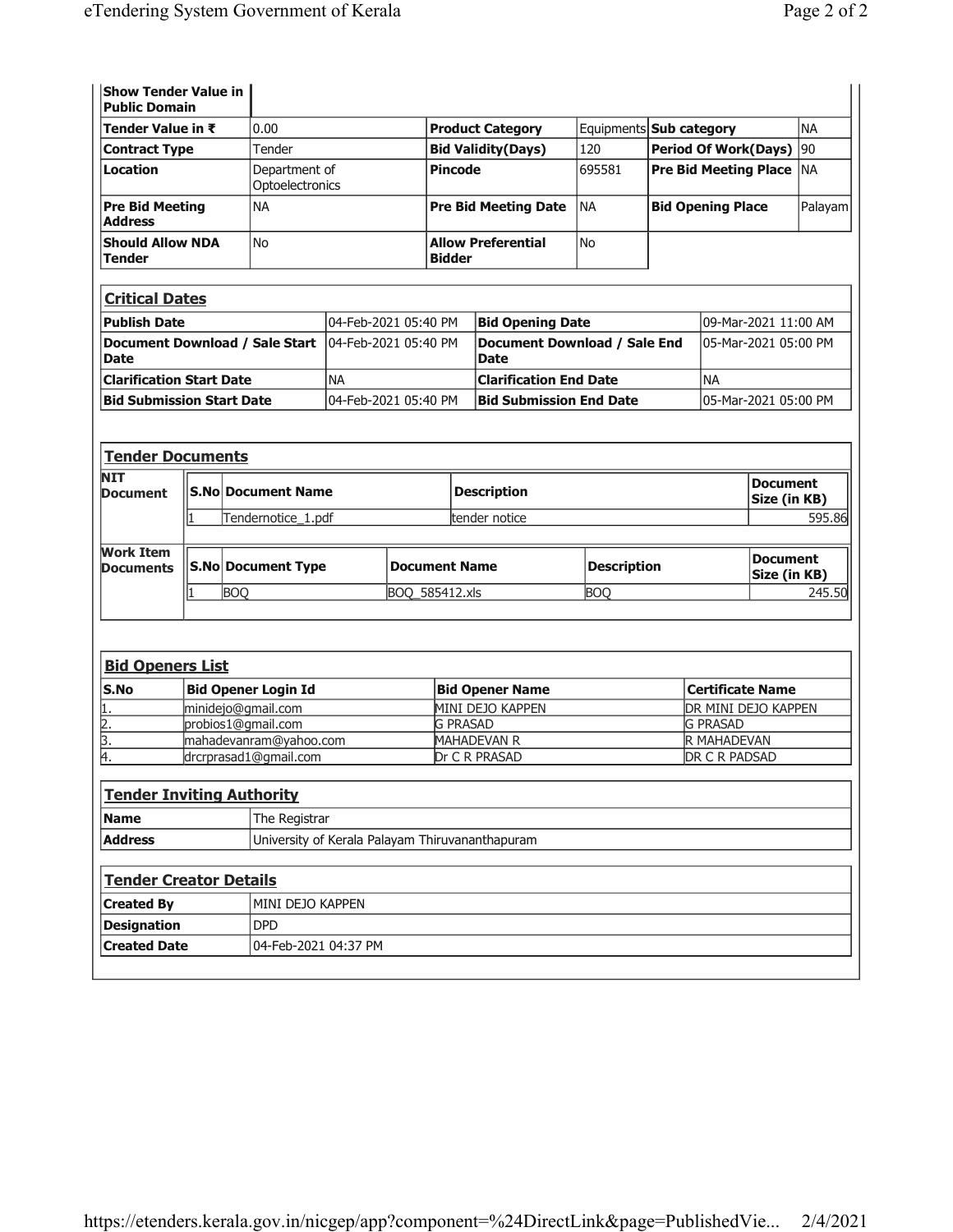| | | | | | | | |
|---|---|---|---|---|---|---|---|
| **Show Tender Value in Public Domain** | | | | | | | |
| **Tender Value in ₹** | 0.00 | **Product Category** | Equipments | **Sub category** | NA | | |
| **Contract Type** | Tender | **Bid Validity(Days)** | 120 | **Period Of Work(Days)** | 90 | | |
| **Location** | Department of Optoelectronics | **Pincode** | 695581 | **Pre Bid Meeting Place** | NA | | |
| **Pre Bid Meeting Address** | NA | **Pre Bid Meeting Date** | NA | **Bid Opening Place** | Palayam | | |
| **Should Allow NDA Tender** | No | **Allow Preferential Bidder** | No | | | | |

## Critical Dates

| | | | |
|---|---|---|---|
| **Publish Date** | 04-Feb-2021 05:40 PM | **Bid Opening Date** | 09-Mar-2021 11:00 AM |
| **Document Download / Sale Start Date** | 04-Feb-2021 05:40 PM | **Document Download / Sale End Date** | 05-Mar-2021 05:00 PM |
| **Clarification Start Date** | NA | **Clarification End Date** | NA |
| **Bid Submission Start Date** | 04-Feb-2021 05:40 PM | **Bid Submission End Date** | 05-Mar-2021 05:00 PM |

## Tender Documents

**NIT Document**

| S.No | Document Name | Description | Document Size (in KB) |
|---|---|---|---|
| 1 | Tendernotice_1.pdf | tender notice | 595.86 |

**Work Item Documents**

| S.No | Document Type | Document Name | Description | Document Size (in KB) |
|---|---|---|---|---|
| 1 | BOQ | BOQ_585412.xls | BOQ | 245.50 |

## Bid Openers List

| S.No | Bid Opener Login Id | Bid Opener Name | Certificate Name |
|---|---|---|---|
| 1. | minidejo@gmail.com | MINI DEJO KAPPEN | DR MINI DEJO KAPPEN |
| 2. | probios1@gmail.com | G PRASAD | G PRASAD |
| 3. | mahadevanram@yahoo.com | MAHADEVAN R | R MAHADEVAN |
| 4. | drcrprasad1@gmail.com | Dr C R PRASAD | DR C R PADSAD |

## Tender Inviting Authority

| | |
|---|---|
| **Name** | The Registrar |
| **Address** | University of Kerala Palayam Thiruvananthapuram |

## Tender Creator Details

| | |
|---|---|
| **Created By** | MINI DEJO KAPPEN |
| **Designation** | DPD |
| **Created Date** | 04-Feb-2021 04:37 PM |